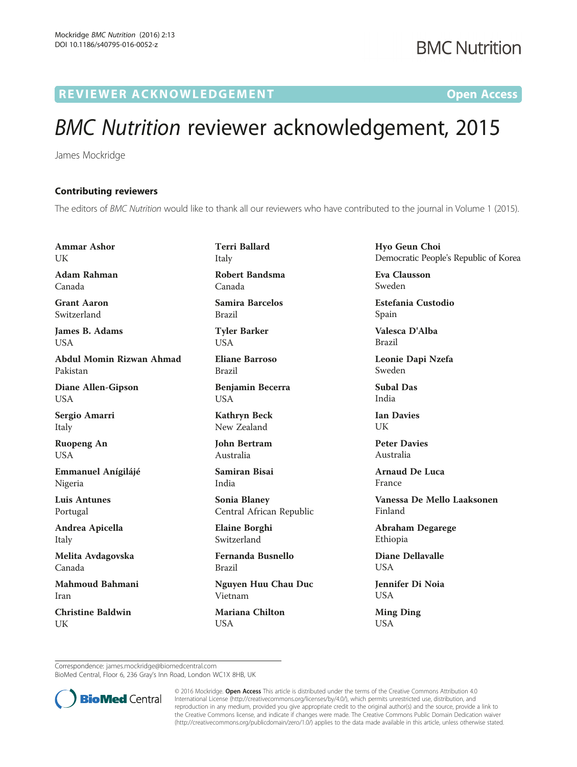REVIEWER ACKNOWLEDGEMENT Open Access

# *BMC Nutrition* reviewer acknowledgement, 2015

James Mockridge

### Contributing reviewers

The editors of *BMC Nutrition* would like to thank all our reviewers who have contributed to the journal in Volume 1 (2015).

**Ammar Ashor**
UK

**Adam Rahman**
Canada

**Grant Aaron**
Switzerland

**James B. Adams**
USA

**Abdul Momin Rizwan Ahmad**
Pakistan

**Diane Allen-Gipson**
USA

**Sergio Amarri**
Italy

**Ruopeng An**
USA

**Emmanuel Anígilájé**
Nigeria

**Luis Antunes**
Portugal

**Andrea Apicella**
Italy

**Melita Avdagovska**
Canada

**Mahmoud Bahmani**
Iran

**Christine Baldwin**
UK

**Terri Ballard**
Italy

**Robert Bandsma**
Canada

**Samira Barcelos**
Brazil

**Tyler Barker**
USA

**Eliane Barroso**
Brazil

**Benjamin Becerra**
USA

**Kathryn Beck**
New Zealand

**John Bertram**
Australia

**Samiran Bisai**
India

**Sonia Blaney**
Central African Republic

**Elaine Borghi**
Switzerland

**Fernanda Busnello**
Brazil

**Nguyen Huu Chau Duc**
Vietnam

**Mariana Chilton**
USA

**Hyo Geun Choi**
Democratic People's Republic of Korea

**Eva Clausson**
Sweden

**Estefania Custodio**
Spain

**Valesca D'Alba**
Brazil

**Leonie Dapi Nzefa**
Sweden

**Subal Das**
India

**Ian Davies**
UK

**Peter Davies**
Australia

**Arnaud De Luca**
France

**Vanessa De Mello Laaksonen**
Finland

**Abraham Degarege**
Ethiopia

**Diane Dellavalle**
USA

**Jennifer Di Noia**
USA

**Ming Ding**
USA

Correspondence: james.mockridge@biomedcentral.com
BioMed Central, Floor 6, 236 Gray's Inn Road, London WC1X 8HB, UK

© 2016 Mockridge. **Open Access** This article is distributed under the terms of the Creative Commons Attribution 4.0 International License (http://creativecommons.org/licenses/by/4.0/), which permits unrestricted use, distribution, and reproduction in any medium, provided you give appropriate credit to the original author(s) and the source, provide a link to the Creative Commons license, and indicate if changes were made. The Creative Commons Public Domain Dedication waiver (http://creativecommons.org/publicdomain/zero/1.0/) applies to the data made available in this article, unless otherwise stated.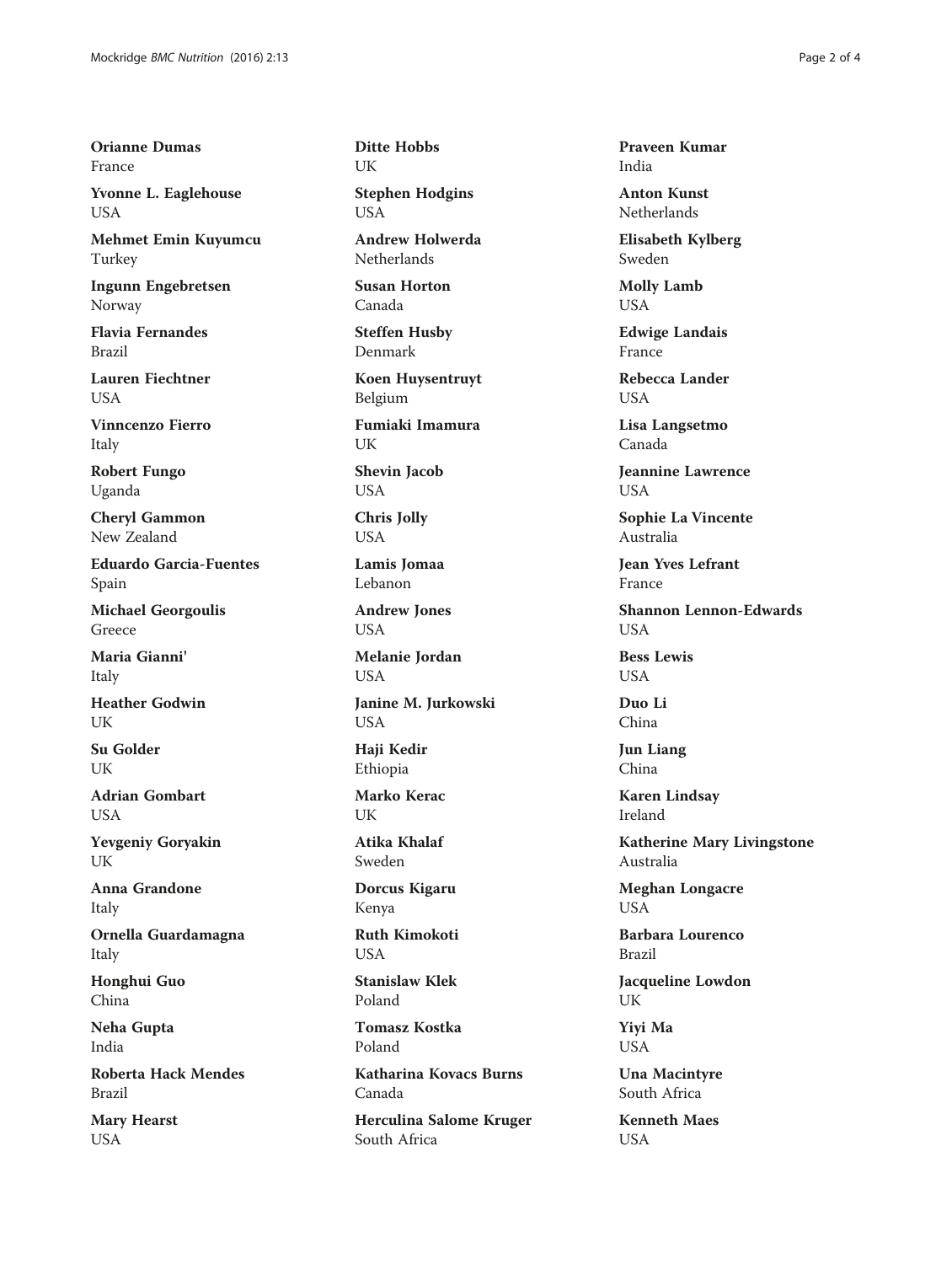**Orianne Dumas**
France

**Yvonne L. Eaglehouse**
USA

**Mehmet Emin Kuyumcu**
Turkey

**Ingunn Engebretsen**
Norway

**Flavia Fernandes**
Brazil

**Lauren Fiechtner**
USA

**Vinncenzo Fierro**
Italy

**Robert Fungo**
Uganda

**Cheryl Gammon**
New Zealand

**Eduardo Garcia-Fuentes**
Spain

**Michael Georgoulis**
Greece

**Maria Gianni'**
Italy

**Heather Godwin**
UK

**Su Golder**
UK

**Adrian Gombart**
USA

**Yevgeniy Goryakin**
UK

**Anna Grandone**
Italy

**Ornella Guardamagna**
Italy

**Honghui Guo**
China

**Neha Gupta**
India

**Roberta Hack Mendes**
Brazil

**Mary Hearst**
USA

**Ditte Hobbs**
UK

**Stephen Hodgins**
USA

**Andrew Holwerda**
Netherlands

**Susan Horton**
Canada

**Steffen Husby**
Denmark

**Koen Huysentruyt**
Belgium

**Fumiaki Imamura**
UK

**Shevin Jacob**
USA

**Chris Jolly**
USA

**Lamis Jomaa**
Lebanon

**Andrew Jones**
USA

**Melanie Jordan**
USA

**Janine M. Jurkowski**
USA

**Haji Kedir**
Ethiopia

**Marko Kerac**
UK

**Atika Khalaf**
Sweden

**Dorcus Kigaru**
Kenya

**Ruth Kimokoti**
USA

**Stanislaw Klek**
Poland

**Tomasz Kostka**
Poland

**Katharina Kovacs Burns**
Canada

**Herculina Salome Kruger**
South Africa

**Praveen Kumar**
India

**Anton Kunst**
Netherlands

**Elisabeth Kylberg**
Sweden

**Molly Lamb**
USA

**Edwige Landais**
France

**Rebecca Lander**
USA

**Lisa Langsetmo**
Canada

**Jeannine Lawrence**
USA

**Sophie La Vincente**
Australia

**Jean Yves Lefrant**
France

**Shannon Lennon-Edwards**
USA

**Bess Lewis**
USA

**Duo Li**
China

**Jun Liang**
China

**Karen Lindsay**
Ireland

**Katherine Mary Livingstone**
Australia

**Meghan Longacre**
USA

**Barbara Lourenco**
Brazil

**Jacqueline Lowdon**
UK

**Yiyi Ma**
USA

**Una Macintyre**
South Africa

**Kenneth Maes**
USA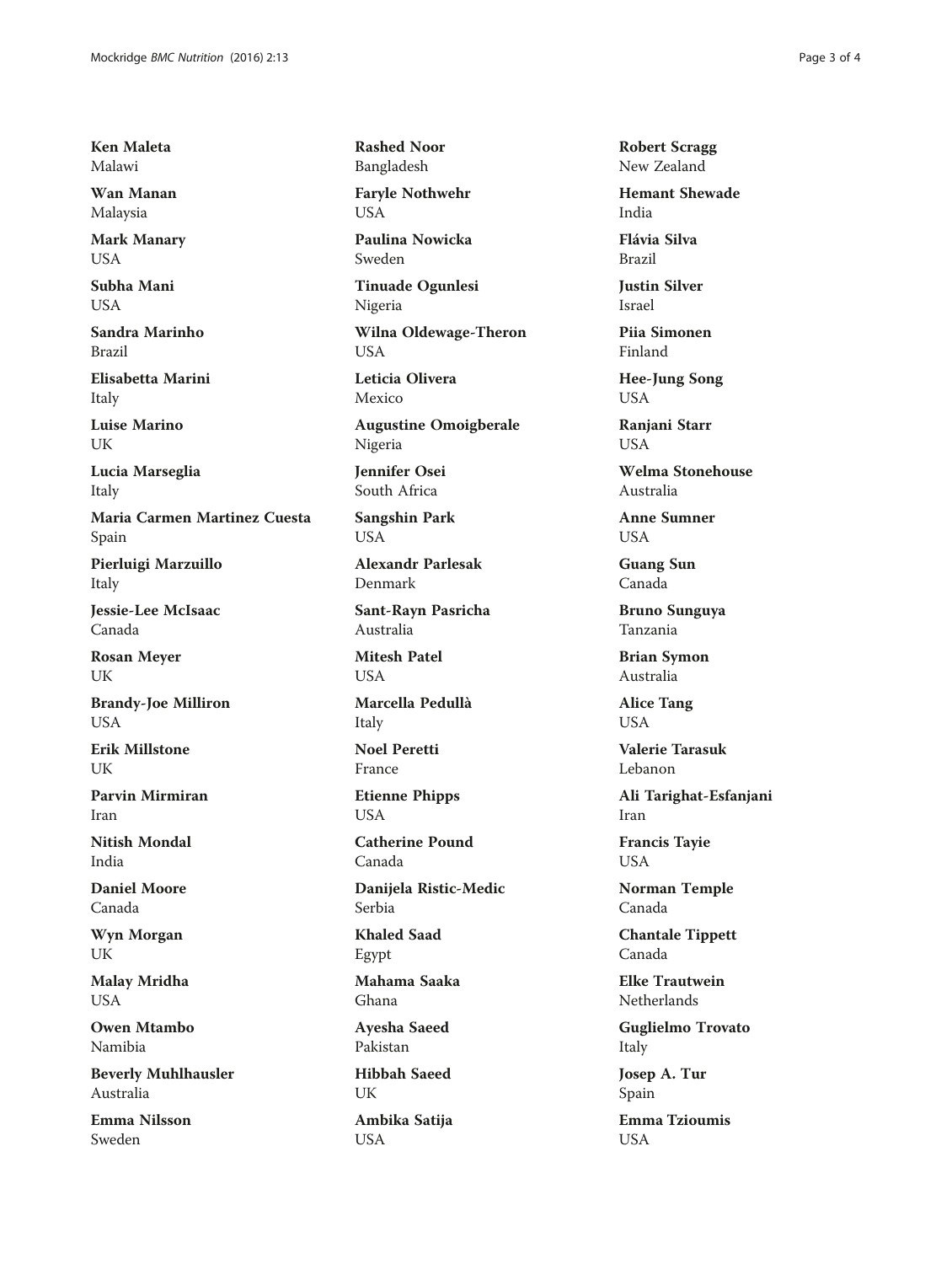**Ken Maleta**
Malawi

**Wan Manan**
Malaysia

**Mark Manary**
USA

**Subha Mani**
USA

**Sandra Marinho**
Brazil

**Elisabetta Marini**
Italy

**Luise Marino**
UK

**Lucia Marseglia**
Italy

**Maria Carmen Martinez Cuesta**
Spain

**Pierluigi Marzuillo**
Italy

**Jessie-Lee McIsaac**
Canada

**Rosan Meyer**
UK

**Brandy-Joe Milliron**
USA

**Erik Millstone**
UK

**Parvin Mirmiran**
Iran

**Nitish Mondal**
India

**Daniel Moore**
Canada

**Wyn Morgan**
UK

**Malay Mridha**
USA

**Owen Mtambo**
Namibia

**Beverly Muhlhausler**
Australia

**Emma Nilsson**
Sweden

**Rashed Noor**
Bangladesh

**Faryle Nothwehr**
USA

**Paulina Nowicka**
Sweden

**Tinuade Ogunlesi**
Nigeria

**Wilna Oldewage-Theron**
USA

**Leticia Olivera**
Mexico

**Augustine Omoigberale**
Nigeria

**Jennifer Osei**
South Africa

**Sangshin Park**
USA

**Alexandr Parlesak**
Denmark

**Sant-Rayn Pasricha**
Australia

**Mitesh Patel**
USA

**Marcella Pedullà**
Italy

**Noel Peretti**
France

**Etienne Phipps**
USA

**Catherine Pound**
Canada

**Danijela Ristic-Medic**
Serbia

**Khaled Saad**
Egypt

**Mahama Saaka**
Ghana

**Ayesha Saeed**
Pakistan

**Hibbah Saeed**
UK

**Ambika Satija**
USA

**Robert Scragg**
New Zealand

**Hemant Shewade**
India

**Flávia Silva**
Brazil

**Justin Silver**
Israel

**Piia Simonen**
Finland

**Hee-Jung Song**
USA

**Ranjani Starr**
USA

**Welma Stonehouse**
Australia

**Anne Sumner**
USA

**Guang Sun**
Canada

**Bruno Sunguya**
Tanzania

**Brian Symon**
Australia

**Alice Tang**
USA

**Valerie Tarasuk**
Lebanon

**Ali Tarighat-Esfanjani**
Iran

**Francis Tayie**
USA

**Norman Temple**
Canada

**Chantale Tippett**
Canada

**Elke Trautwein**
Netherlands

**Guglielmo Trovato**
Italy

**Josep A. Tur**
Spain

**Emma Tzioumis**
USA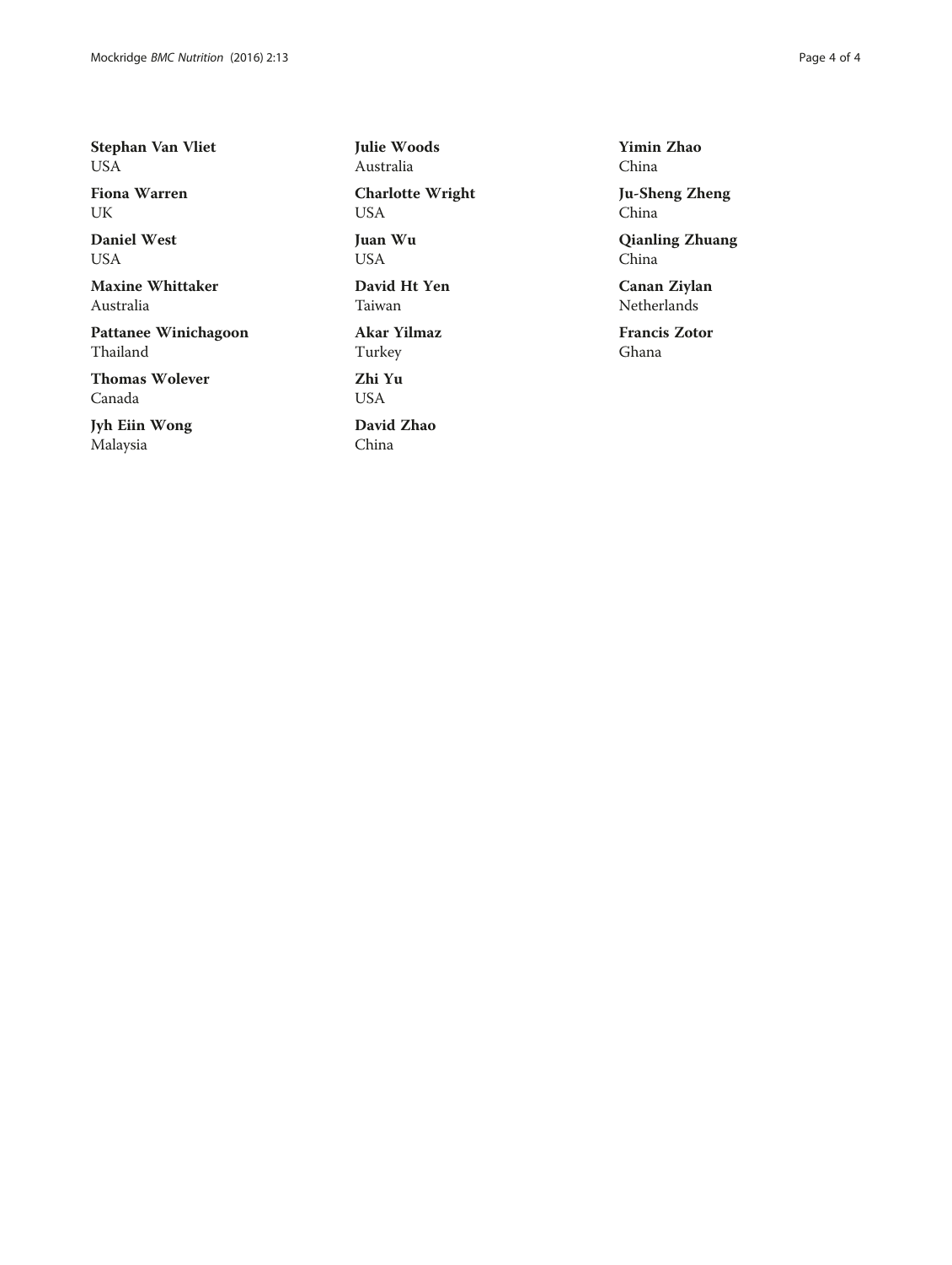**Stephan Van Vliet**
USA

**Fiona Warren**
UK

**Daniel West**
USA

**Maxine Whittaker**
Australia

**Pattanee Winichagoon**
Thailand

**Thomas Wolever**
Canada

**Jyh Eiin Wong**
Malaysia

**Julie Woods**
Australia

**Charlotte Wright**
USA

**Juan Wu**
USA

**David Ht Yen**
Taiwan

**Akar Yilmaz**
Turkey

**Zhi Yu**
USA

**David Zhao**
China

**Yimin Zhao**
China

**Ju-Sheng Zheng**
China

**Qianling Zhuang**
China

**Canan Ziylan**
Netherlands

**Francis Zotor**
Ghana